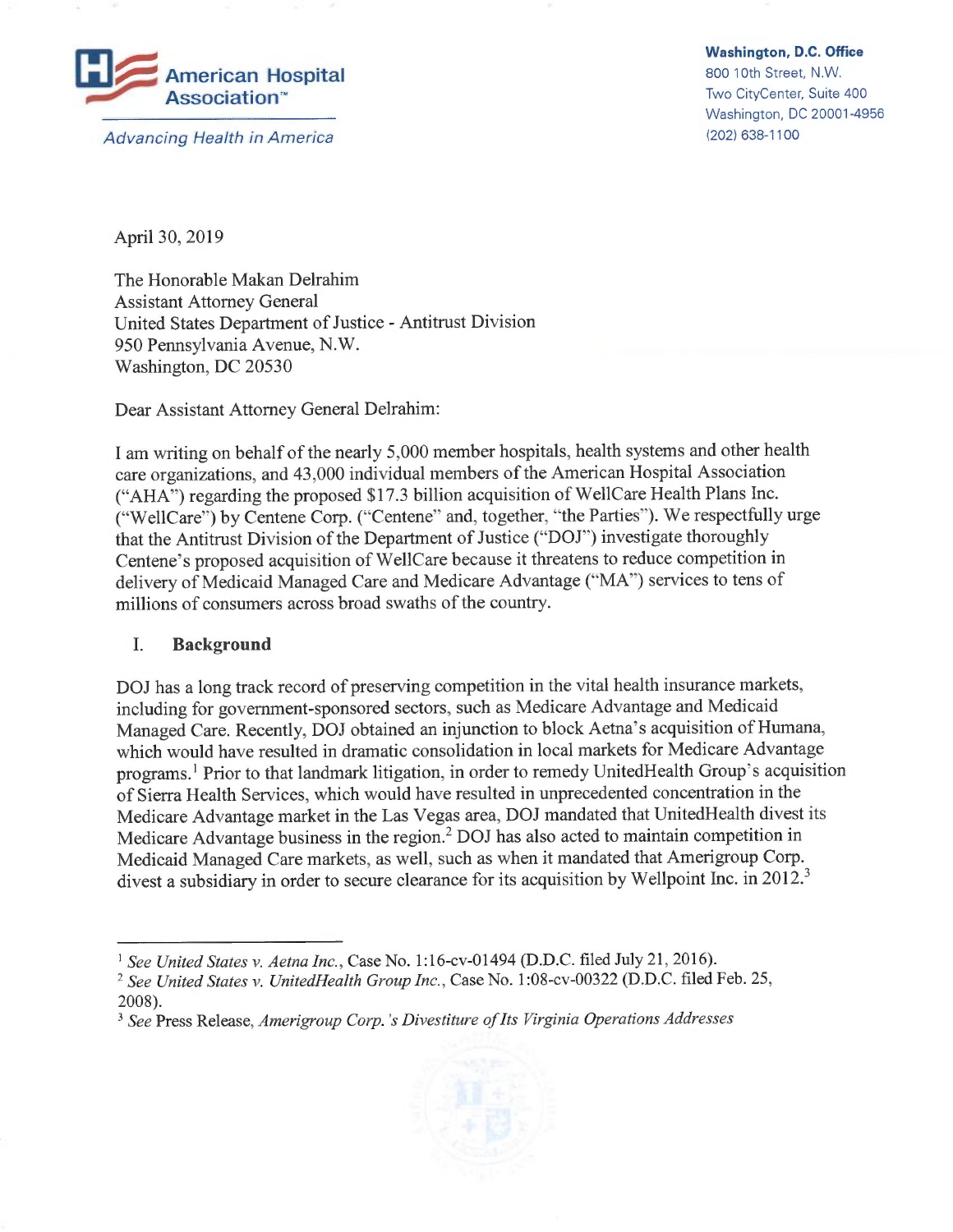American Hospital Association™

*Advancing Health in America*

**Washington, D.C. Office**
800 10th Street, N.W.
Two CityCenter, Suite 400
Washington, DC 20001-4956
(202) 638-1100

April 30, 2019

The Honorable Makan Delrahim
Assistant Attorney General
United States Department of Justice - Antitrust Division
950 Pennsylvania Avenue, N.W.
Washington, DC 20530

Dear Assistant Attorney General Delrahim:

I am writing on behalf of the nearly 5,000 member hospitals, health systems and other health care organizations, and 43,000 individual members of the American Hospital Association ("AHA") regarding the proposed $17.3 billion acquisition of WellCare Health Plans Inc. ("WellCare") by Centene Corp. ("Centene" and, together, "the Parties"). We respectfully urge that the Antitrust Division of the Department of Justice ("DOJ") investigate thoroughly Centene's proposed acquisition of WellCare because it threatens to reduce competition in delivery of Medicaid Managed Care and Medicare Advantage ("MA") services to tens of millions of consumers across broad swaths of the country.

## I. Background

DOJ has a long track record of preserving competition in the vital health insurance markets, including for government-sponsored sectors, such as Medicare Advantage and Medicaid Managed Care. Recently, DOJ obtained an injunction to block Aetna's acquisition of Humana, which would have resulted in dramatic consolidation in local markets for Medicare Advantage programs.[1] Prior to that landmark litigation, in order to remedy UnitedHealth Group's acquisition of Sierra Health Services, which would have resulted in unprecedented concentration in the Medicare Advantage market in the Las Vegas area, DOJ mandated that UnitedHealth divest its Medicare Advantage business in the region.[2] DOJ has also acted to maintain competition in Medicaid Managed Care markets, as well, such as when it mandated that Amerigroup Corp. divest a subsidiary in order to secure clearance for its acquisition by Wellpoint Inc. in 2012.[3]

---

[1] *See United States v. Aetna Inc.*, Case No. 1:16-cv-01494 (D.D.C. filed July 21, 2016).

[2] *See United States v. UnitedHealth Group Inc.*, Case No. 1:08-cv-00322 (D.D.C. filed Feb. 25, 2008).

[3] *See* Press Release, *Amerigroup Corp.'s Divestiture of Its Virginia Operations Addresses*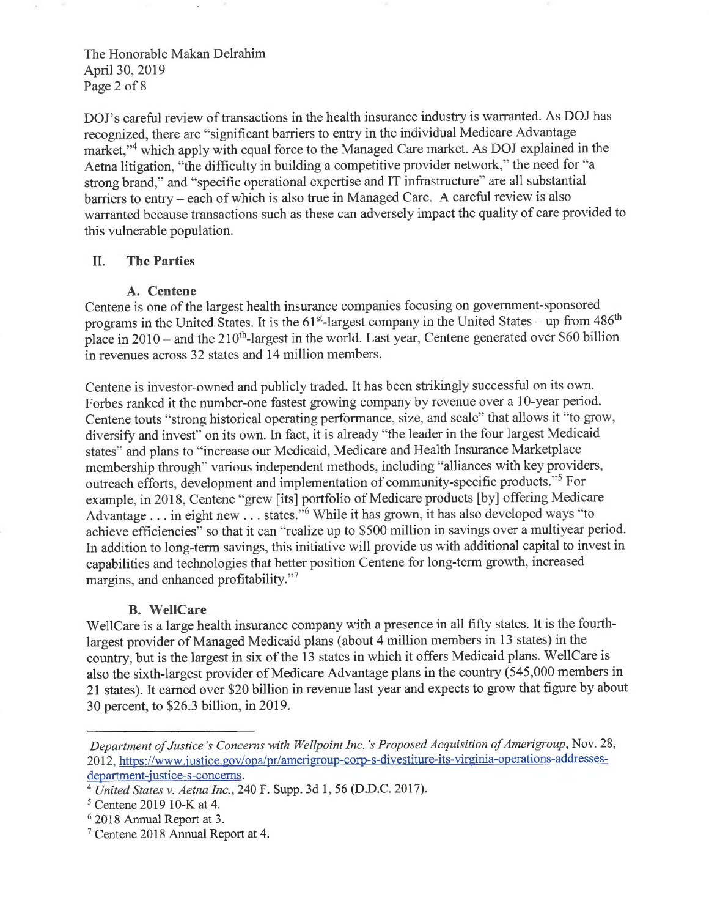DOJ's careful review of transactions in the health insurance industry is warranted. As DOJ has recognized, there are "significant barriers to entry in the individual Medicare Advantage market,"[4] which apply with equal force to the Managed Care market. As DOJ explained in the Aetna litigation, "the difficulty in building a competitive provider network," the need for "a strong brand," and "specific operational expertise and IT infrastructure" are all substantial barriers to entry – each of which is also true in Managed Care. A careful review is also warranted because transactions such as these can adversely impact the quality of care provided to this vulnerable population.

## II. The Parties

### A. Centene

Centene is one of the largest health insurance companies focusing on government-sponsored programs in the United States. It is the 61st-largest company in the United States – up from 486th place in 2010 – and the 210th-largest in the world. Last year, Centene generated over $60 billion in revenues across 32 states and 14 million members.

Centene is investor-owned and publicly traded. It has been strikingly successful on its own. Forbes ranked it the number-one fastest growing company by revenue over a 10-year period. Centene touts "strong historical operating performance, size, and scale" that allows it "to grow, diversify and invest" on its own. In fact, it is already "the leader in the four largest Medicaid states" and plans to "increase our Medicaid, Medicare and Health Insurance Marketplace membership through" various independent methods, including "alliances with key providers, outreach efforts, development and implementation of community-specific products."[5] For example, in 2018, Centene "grew [its] portfolio of Medicare products [by] offering Medicare Advantage . . . in eight new . . . states."[6] While it has grown, it has also developed ways "to achieve efficiencies" so that it can "realize up to $500 million in savings over a multiyear period. In addition to long-term savings, this initiative will provide us with additional capital to invest in capabilities and technologies that better position Centene for long-term growth, increased margins, and enhanced profitability."[7]

### B. WellCare

WellCare is a large health insurance company with a presence in all fifty states. It is the fourth-largest provider of Managed Medicaid plans (about 4 million members in 13 states) in the country, but is the largest in six of the 13 states in which it offers Medicaid plans. WellCare is also the sixth-largest provider of Medicare Advantage plans in the country (545,000 members in 21 states). It earned over $20 billion in revenue last year and expects to grow that figure by about 30 percent, to $26.3 billion, in 2019.

---

*Department of Justice's Concerns with Wellpoint Inc.'s Proposed Acquisition of Amerigroup*, Nov. 28, 2012, https://www.justice.gov/opa/pr/amerigroup-corp-s-divestiture-its-virginia-operations-addresses-department-justice-s-concerns.

[4] *United States v. Aetna Inc.*, 240 F. Supp. 3d 1, 56 (D.D.C. 2017).

[5] Centene 2019 10-K at 4.

[6] 2018 Annual Report at 3.

[7] Centene 2018 Annual Report at 4.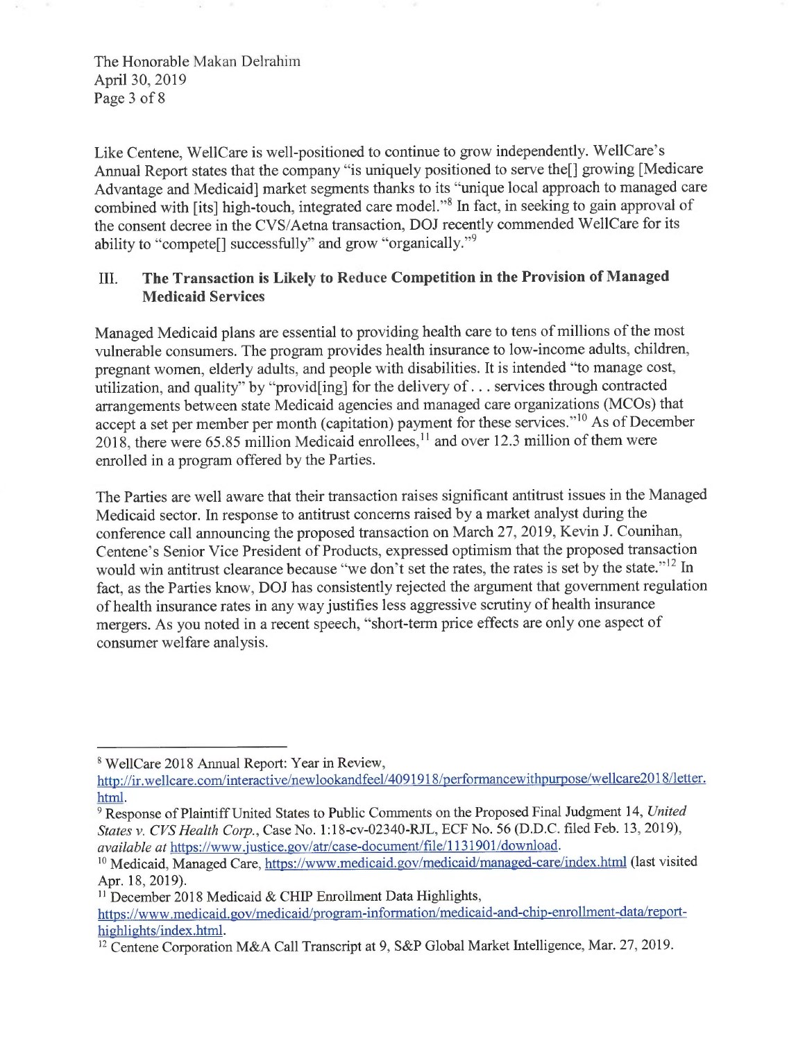Like Centene, WellCare is well-positioned to continue to grow independently. WellCare's Annual Report states that the company "is uniquely positioned to serve the[] growing [Medicare Advantage and Medicaid] market segments thanks to its "unique local approach to managed care combined with [its] high-touch, integrated care model."[8] In fact, in seeking to gain approval of the consent decree in the CVS/Aetna transaction, DOJ recently commended WellCare for its ability to "compete[] successfully" and grow "organically."[9]

## III. The Transaction is Likely to Reduce Competition in the Provision of Managed Medicaid Services

Managed Medicaid plans are essential to providing health care to tens of millions of the most vulnerable consumers. The program provides health insurance to low-income adults, children, pregnant women, elderly adults, and people with disabilities. It is intended "to manage cost, utilization, and quality" by "provid[ing] for the delivery of . . . services through contracted arrangements between state Medicaid agencies and managed care organizations (MCOs) that accept a set per member per month (capitation) payment for these services."[10] As of December 2018, there were 65.85 million Medicaid enrollees,[11] and over 12.3 million of them were enrolled in a program offered by the Parties.

The Parties are well aware that their transaction raises significant antitrust issues in the Managed Medicaid sector. In response to antitrust concerns raised by a market analyst during the conference call announcing the proposed transaction on March 27, 2019, Kevin J. Counihan, Centene's Senior Vice President of Products, expressed optimism that the proposed transaction would win antitrust clearance because "we don't set the rates, the rates is set by the state."[12] In fact, as the Parties know, DOJ has consistently rejected the argument that government regulation of health insurance rates in any way justifies less aggressive scrutiny of health insurance mergers. As you noted in a recent speech, "short-term price effects are only one aspect of consumer welfare analysis.

---

[8] WellCare 2018 Annual Report: Year in Review, http://ir.wellcare.com/interactive/newlookandfeel/4091918/performancewithpurpose/wellcare2018/letter.html.

[9] Response of Plaintiff United States to Public Comments on the Proposed Final Judgment 14, *United States v. CVS Health Corp.*, Case No. 1:18-cv-02340-RJL, ECF No. 56 (D.D.C. filed Feb. 13, 2019), *available at* https://www.justice.gov/atr/case-document/file/1131901/download.

[10] Medicaid, Managed Care, https://www.medicaid.gov/medicaid/managed-care/index.html (last visited Apr. 18, 2019).

[11] December 2018 Medicaid & CHIP Enrollment Data Highlights, https://www.medicaid.gov/medicaid/program-information/medicaid-and-chip-enrollment-data/report-highlights/index.html.

[12] Centene Corporation M&A Call Transcript at 9, S&P Global Market Intelligence, Mar. 27, 2019.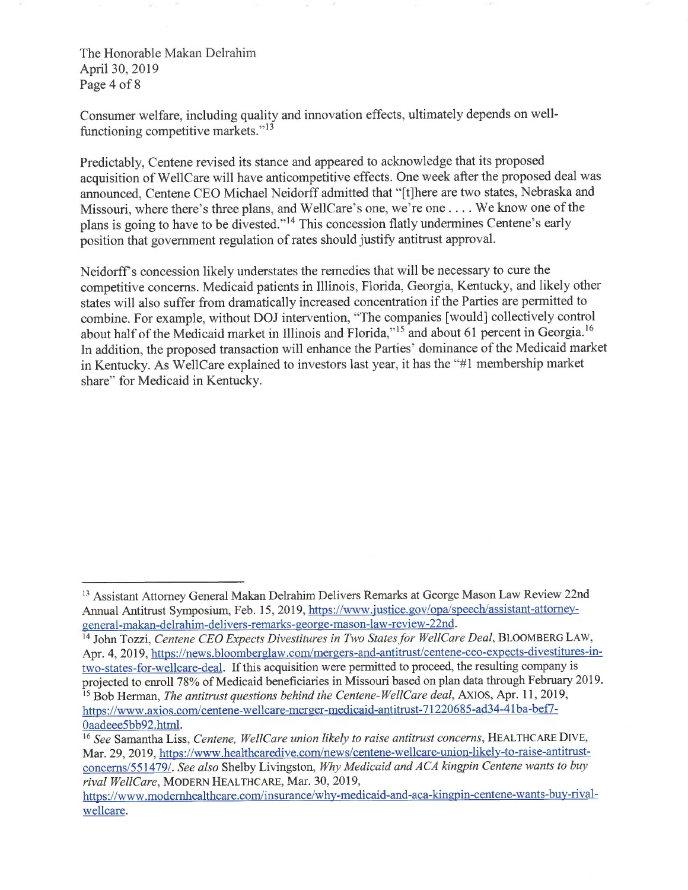Consumer welfare, including quality and innovation effects, ultimately depends on well-functioning competitive markets."[13]

Predictably, Centene revised its stance and appeared to acknowledge that its proposed acquisition of WellCare will have anticompetitive effects. One week after the proposed deal was announced, Centene CEO Michael Neidorff admitted that "[t]here are two states, Nebraska and Missouri, where there's three plans, and WellCare's one, we're one . . . . We know one of the plans is going to have to be divested."[14] This concession flatly undermines Centene's early position that government regulation of rates should justify antitrust approval.

Neidorff's concession likely understates the remedies that will be necessary to cure the competitive concerns. Medicaid patients in Illinois, Florida, Georgia, Kentucky, and likely other states will also suffer from dramatically increased concentration if the Parties are permitted to combine. For example, without DOJ intervention, "The companies [would] collectively control about half of the Medicaid market in Illinois and Florida,"[15] and about 61 percent in Georgia.[16] In addition, the proposed transaction will enhance the Parties' dominance of the Medicaid market in Kentucky. As WellCare explained to investors last year, it has the "#1 membership market share" for Medicaid in Kentucky.

---

[13] Assistant Attorney General Makan Delrahim Delivers Remarks at George Mason Law Review 22nd Annual Antitrust Symposium, Feb. 15, 2019, https://www.justice.gov/opa/speech/assistant-attorney-general-makan-delrahim-delivers-remarks-george-mason-law-review-22nd.

[14] John Tozzi, *Centene CEO Expects Divestitures in Two States for WellCare Deal*, BLOOMBERG LAW, Apr. 4, 2019, https://news.bloomberglaw.com/mergers-and-antitrust/centene-ceo-expects-divestitures-in-two-states-for-wellcare-deal. If this acquisition were permitted to proceed, the resulting company is projected to enroll 78% of Medicaid beneficiaries in Missouri based on plan data through February 2019.

[15] Bob Herman, *The antitrust questions behind the Centene-WellCare deal*, AXIOS, Apr. 11, 2019, https://www.axios.com/centene-wellcare-merger-medicaid-antitrust-71220685-ad34-41ba-bef7-0aadeee5bb92.html.

[16] *See* Samantha Liss, *Centene, WellCare union likely to raise antitrust concerns*, HEALTHCARE DIVE, Mar. 29, 2019, https://www.healthcaredive.com/news/centene-wellcare-union-likely-to-raise-antitrust-concerns/551479/. *See also* Shelby Livingston, *Why Medicaid and ACA kingpin Centene wants to buy rival WellCare*, MODERN HEALTHCARE, Mar. 30, 2019, https://www.modernhealthcare.com/insurance/why-medicaid-and-aca-kingpin-centene-wants-buy-rival-wellcare.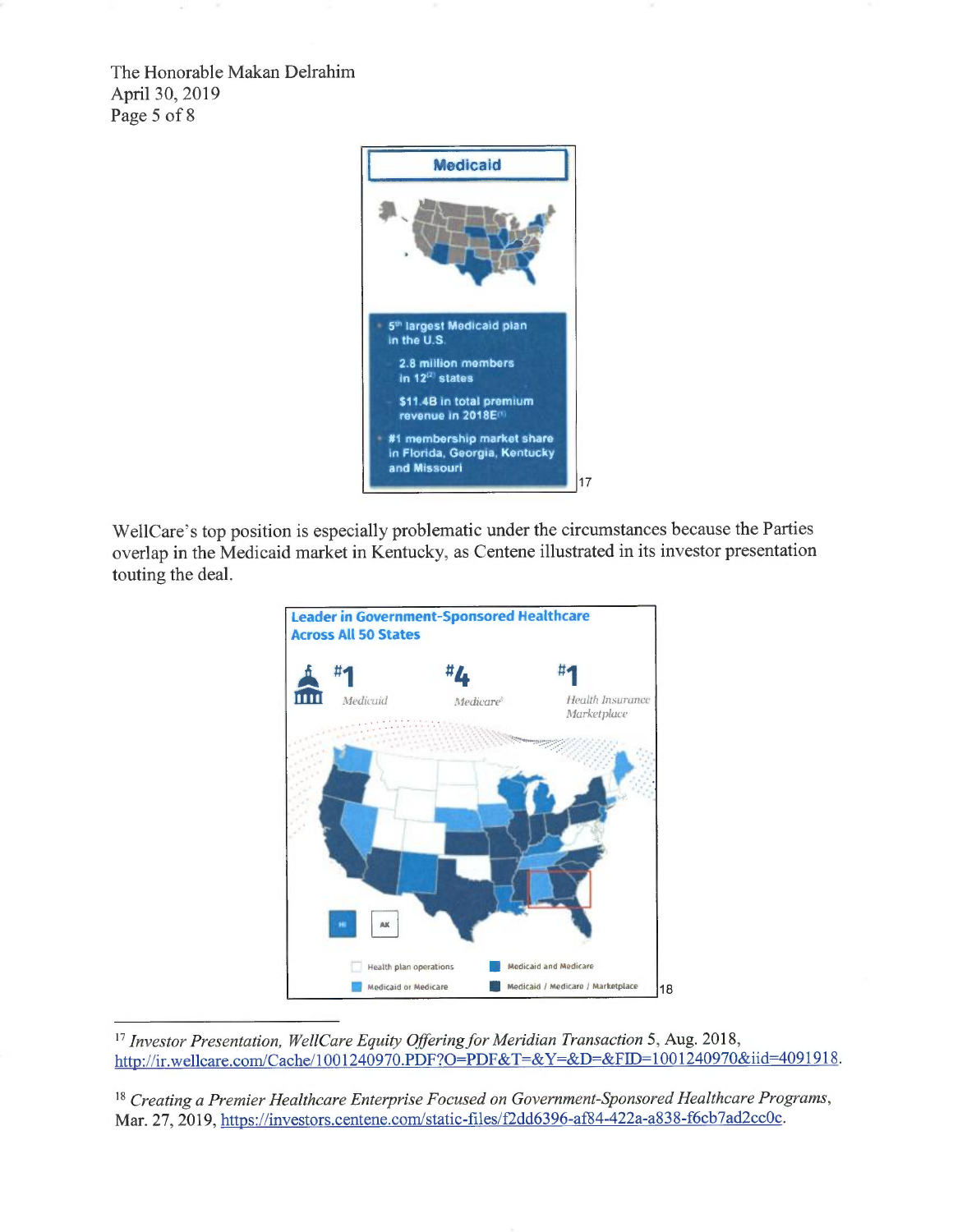The Honorable Makan Delrahim
April 30, 2019

**Medicaid**

- 5th largest Medicaid plan in the U.S.
  - 2.8 million members in 12[2] states
  - $11.4B in total premium revenue in 2018E[1]
- #1 membership market share in Florida, Georgia, Kentucky and Missouri

17

WellCare's top position is especially problematic under the circumstances because the Parties overlap in the Medicaid market in Kentucky, as Centene illustrated in its investor presentation touting the deal.

**Leader in Government-Sponsored Healthcare Across All 50 States**

#1 Medicaid | #4 Medicare | #1 Health Insurance Marketplace

HI | AK

Health plan operations | Medicaid and Medicare | Medicaid or Medicare | Medicaid / Medicare / Marketplace

18

---

[17] *Investor Presentation, WellCare Equity Offering for Meridian Transaction* 5, Aug. 2018, http://ir.wellcare.com/Cache/1001240970.PDF?O=PDF&T=&Y=&D=&FID=1001240970&iid=4091918.

[18] *Creating a Premier Healthcare Enterprise Focused on Government-Sponsored Healthcare Programs*, Mar. 27, 2019, https://investors.centene.com/static-files/f2dd6396-af84-422a-a838-f6cb7ad2cc0c.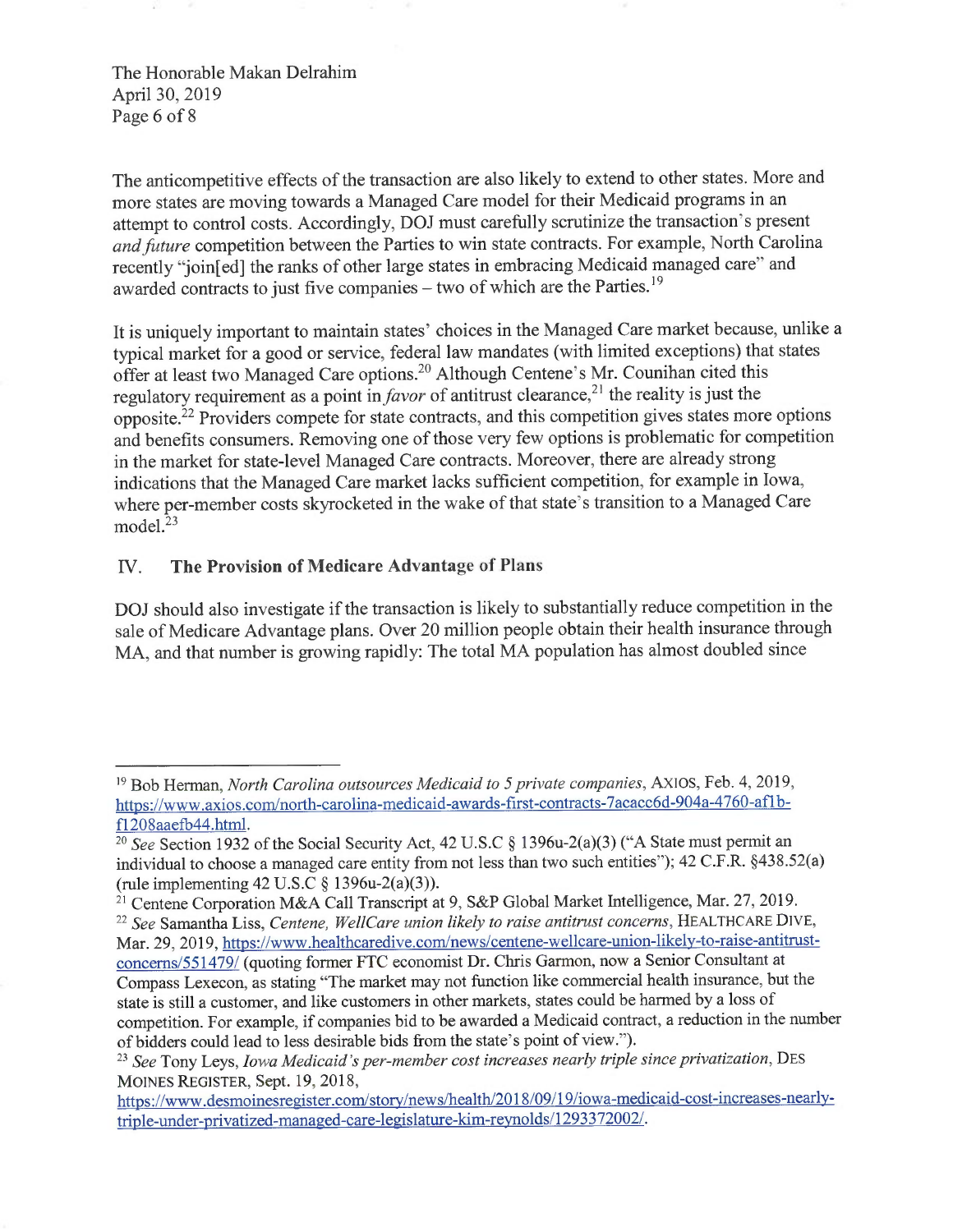The anticompetitive effects of the transaction are also likely to extend to other states. More and more states are moving towards a Managed Care model for their Medicaid programs in an attempt to control costs. Accordingly, DOJ must carefully scrutinize the transaction's present *and future* competition between the Parties to win state contracts. For example, North Carolina recently "join[ed] the ranks of other large states in embracing Medicaid managed care" and awarded contracts to just five companies – two of which are the Parties.[19]

It is uniquely important to maintain states' choices in the Managed Care market because, unlike a typical market for a good or service, federal law mandates (with limited exceptions) that states offer at least two Managed Care options.[20] Although Centene's Mr. Counihan cited this regulatory requirement as a point in *favor* of antitrust clearance,[21] the reality is just the opposite.[22] Providers compete for state contracts, and this competition gives states more options and benefits consumers. Removing one of those very few options is problematic for competition in the market for state-level Managed Care contracts. Moreover, there are already strong indications that the Managed Care market lacks sufficient competition, for example in Iowa, where per-member costs skyrocketed in the wake of that state's transition to a Managed Care model.[23]

## IV. The Provision of Medicare Advantage of Plans

DOJ should also investigate if the transaction is likely to substantially reduce competition in the sale of Medicare Advantage plans. Over 20 million people obtain their health insurance through MA, and that number is growing rapidly: The total MA population has almost doubled since

---

[19] Bob Herman, *North Carolina outsources Medicaid to 5 private companies*, AXIOS, Feb. 4, 2019, https://www.axios.com/north-carolina-medicaid-awards-first-contracts-7acacc6d-904a-4760-af1b-f1208aaefb44.html.

[20] *See* Section 1932 of the Social Security Act, 42 U.S.C § 1396u-2(a)(3) ("A State must permit an individual to choose a managed care entity from not less than two such entities"); 42 C.F.R. §438.52(a) (rule implementing 42 U.S.C § 1396u-2(a)(3)).

[21] Centene Corporation M&A Call Transcript at 9, S&P Global Market Intelligence, Mar. 27, 2019.

[22] *See* Samantha Liss, *Centene, WellCare union likely to raise antitrust concerns*, HEALTHCARE DIVE, Mar. 29, 2019, https://www.healthcaredive.com/news/centene-wellcare-union-likely-to-raise-antitrust-concerns/551479/ (quoting former FTC economist Dr. Chris Garmon, now a Senior Consultant at Compass Lexecon, as stating "The market may not function like commercial health insurance, but the state is still a customer, and like customers in other markets, states could be harmed by a loss of competition. For example, if companies bid to be awarded a Medicaid contract, a reduction in the number of bidders could lead to less desirable bids from the state's point of view.").

[23] *See* Tony Leys, *Iowa Medicaid's per-member cost increases nearly triple since privatization*, DES MOINES REGISTER, Sept. 19, 2018, https://www.desmoinesregister.com/story/news/health/2018/09/19/iowa-medicaid-cost-increases-nearly-triple-under-privatized-managed-care-legislature-kim-reynolds/1293372002/.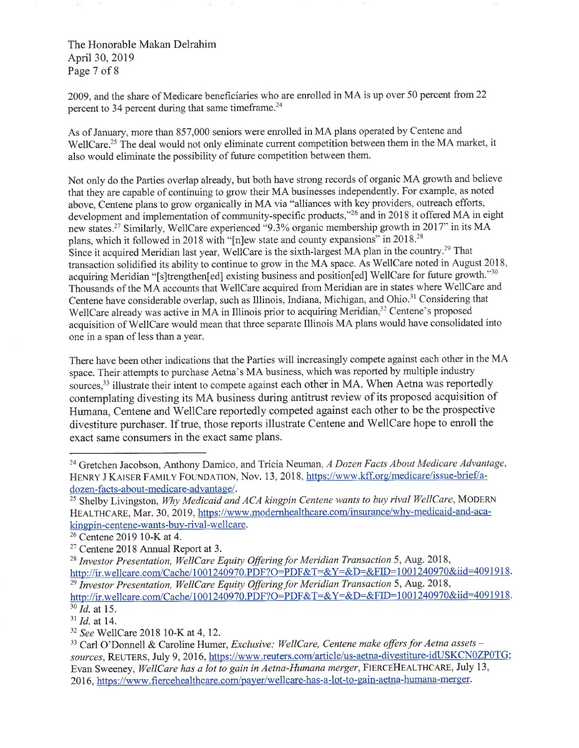2009, and the share of Medicare beneficiaries who are enrolled in MA is up over 50 percent from 22 percent to 34 percent during that same timeframe.[24]

As of January, more than 857,000 seniors were enrolled in MA plans operated by Centene and WellCare.[25] The deal would not only eliminate current competition between them in the MA market, it also would eliminate the possibility of future competition between them.

Not only do the Parties overlap already, but both have strong records of organic MA growth and believe that they are capable of continuing to grow their MA businesses independently. For example, as noted above, Centene plans to grow organically in MA via "alliances with key providers, outreach efforts, development and implementation of community-specific products,"[26] and in 2018 it offered MA in eight new states.[27] Similarly, WellCare experienced "9.3% organic membership growth in 2017" in its MA plans, which it followed in 2018 with "[n]ew state and county expansions" in 2018.[28] Since it acquired Meridian last year, WellCare is the sixth-largest MA plan in the country.[29] That transaction solidified its ability to continue to grow in the MA space. As WellCare noted in August 2018, acquiring Meridian "[s]trengthen[ed] existing business and position[ed] WellCare for future growth."[30] Thousands of the MA accounts that WellCare acquired from Meridian are in states where WellCare and Centene have considerable overlap, such as Illinois, Indiana, Michigan, and Ohio.[31] Considering that WellCare already was active in MA in Illinois prior to acquiring Meridian,[32] Centene's proposed acquisition of WellCare would mean that three separate Illinois MA plans would have consolidated into one in a span of less than a year.

There have been other indications that the Parties will increasingly compete against each other in the MA space. Their attempts to purchase Aetna's MA business, which was reported by multiple industry sources,[33] illustrate their intent to compete against each other in MA. When Aetna was reportedly contemplating divesting its MA business during antitrust review of its proposed acquisition of Humana, Centene and WellCare reportedly competed against each other to be the prospective divestiture purchaser. If true, those reports illustrate Centene and WellCare hope to enroll the exact same consumers in the exact same plans.

---

[24] Gretchen Jacobson, Anthony Damico, and Tricia Neuman, *A Dozen Facts About Medicare Advantage*, HENRY J KAISER FAMILY FOUNDATION, Nov. 13, 2018, https://www.kff.org/medicare/issue-brief/a-dozen-facts-about-medicare-advantage/.

[25] Shelby Livingston, *Why Medicaid and ACA kingpin Centene wants to buy rival WellCare*, MODERN HEALTHCARE, Mar. 30, 2019, https://www.modernhealthcare.com/insurance/why-medicaid-and-aca-kingpin-centene-wants-buy-rival-wellcare.

[26] Centene 2019 10-K at 4.

[27] Centene 2018 Annual Report at 3.

[28] *Investor Presentation, WellCare Equity Offering for Meridian Transaction* 5, Aug. 2018, http://ir.wellcare.com/Cache/1001240970.PDF?O=PDF&T=&Y=&D=&FID=1001240970&iid=4091918.

[29] *Investor Presentation, WellCare Equity Offering for Meridian Transaction* 5, Aug. 2018, http://ir.wellcare.com/Cache/1001240970.PDF?O=PDF&T=&Y=&D=&FID=1001240970&iid=4091918.

[30] *Id.* at 15.

[31] *Id.* at 14.

[32] *See* WellCare 2018 10-K at 4, 12.

[33] Carl O'Donnell & Caroline Humer, *Exclusive: WellCare, Centene make offers for Aetna assets – sources*, REUTERS, July 9, 2016, https://www.reuters.com/article/us-aetna-divestiture-idUSKCN0ZP0TG; Evan Sweeney, *WellCare has a lot to gain in Aetna-Humana merger*, FIERCEHEALTHCARE, July 13, 2016, https://www.fiercehealthcare.com/payer/wellcare-has-a-lot-to-gain-aetna-humana-merger.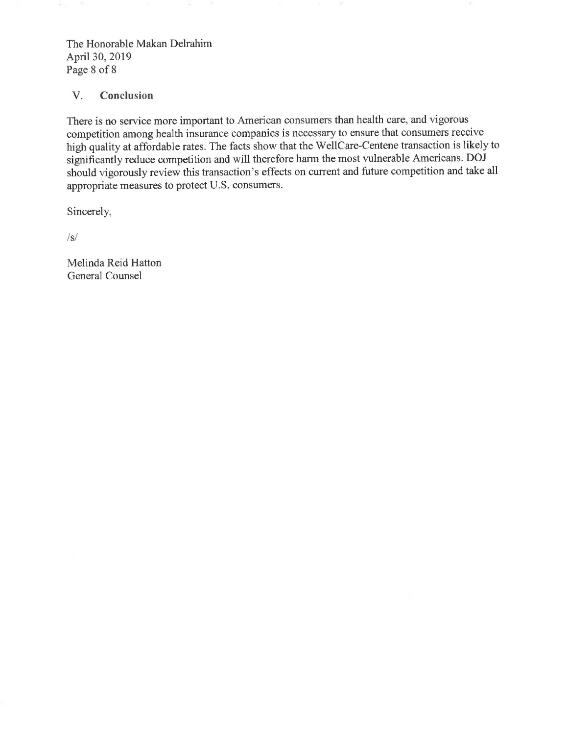## V. Conclusion

There is no service more important to American consumers than health care, and vigorous competition among health insurance companies is necessary to ensure that consumers receive high quality at affordable rates. The facts show that the WellCare-Centene transaction is likely to significantly reduce competition and will therefore harm the most vulnerable Americans. DOJ should vigorously review this transaction's effects on current and future competition and take all appropriate measures to protect U.S. consumers.

Sincerely,

/s/

Melinda Reid Hatton
General Counsel